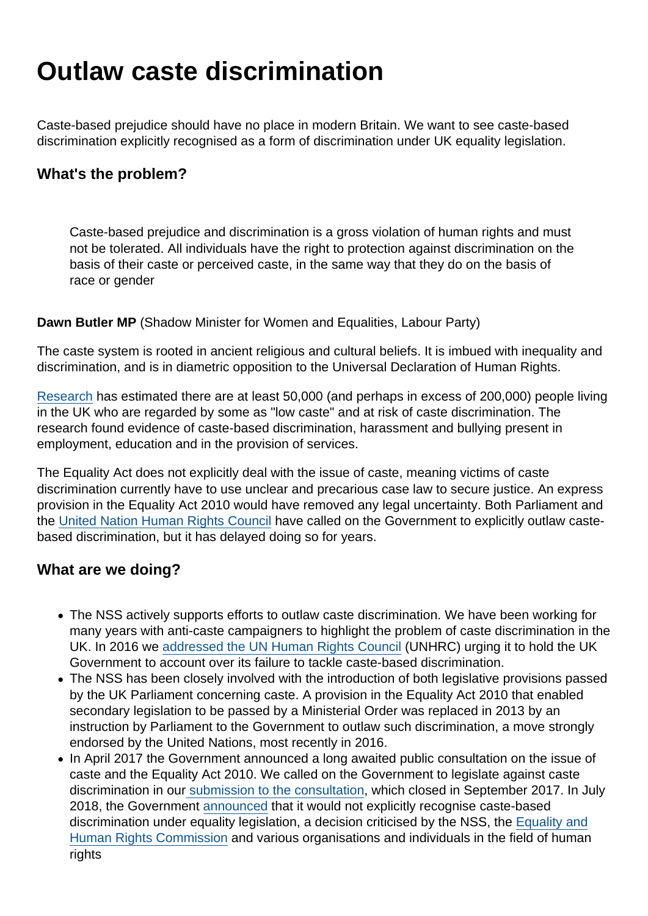# Outlaw caste discrimination

Caste-based prejudice should have no place in modern Britain. We want to see caste-based discrimination explicitly recognised as a form of discrimination under UK equality legislation.

## What's the problem?

> Caste-based prejudice and discrimination is a gross violation of human rights and must not be tolerated. All individuals have the right to protection against discrimination on the basis of their caste or perceived caste, in the same way that they do on the basis of race or gender

**Dawn Butler MP** (Shadow Minister for Women and Equalities, Labour Party)

The caste system is rooted in ancient religious and cultural beliefs. It is imbued with inequality and discrimination, and is in diametric opposition to the Universal Declaration of Human Rights.

Research has estimated there are at least 50,000 (and perhaps in excess of 200,000) people living in the UK who are regarded by some as "low caste" and at risk of caste discrimination. The research found evidence of caste-based discrimination, harassment and bullying present in employment, education and in the provision of services.

The Equality Act does not explicitly deal with the issue of caste, meaning victims of caste discrimination currently have to use unclear and precarious case law to secure justice. An express provision in the Equality Act 2010 would have removed any legal uncertainty. Both Parliament and the United Nation Human Rights Council have called on the Government to explicitly outlaw caste-based discrimination, but it has delayed doing so for years.

## What are we doing?

- The NSS actively supports efforts to outlaw caste discrimination. We have been working for many years with anti-caste campaigners to highlight the problem of caste discrimination in the UK. In 2016 we addressed the UN Human Rights Council (UNHRC) urging it to hold the UK Government to account over its failure to tackle caste-based discrimination.
- The NSS has been closely involved with the introduction of both legislative provisions passed by the UK Parliament concerning caste. A provision in the Equality Act 2010 that enabled secondary legislation to be passed by a Ministerial Order was replaced in 2013 by an instruction by Parliament to the Government to outlaw such discrimination, a move strongly endorsed by the United Nations, most recently in 2016.
- In April 2017 the Government announced a long awaited public consultation on the issue of caste and the Equality Act 2010. We called on the Government to legislate against caste discrimination in our submission to the consultation, which closed in September 2017. In July 2018, the Government announced that it would not explicitly recognise caste-based discrimination under equality legislation, a decision criticised by the NSS, the Equality and Human Rights Commission and various organisations and individuals in the field of human rights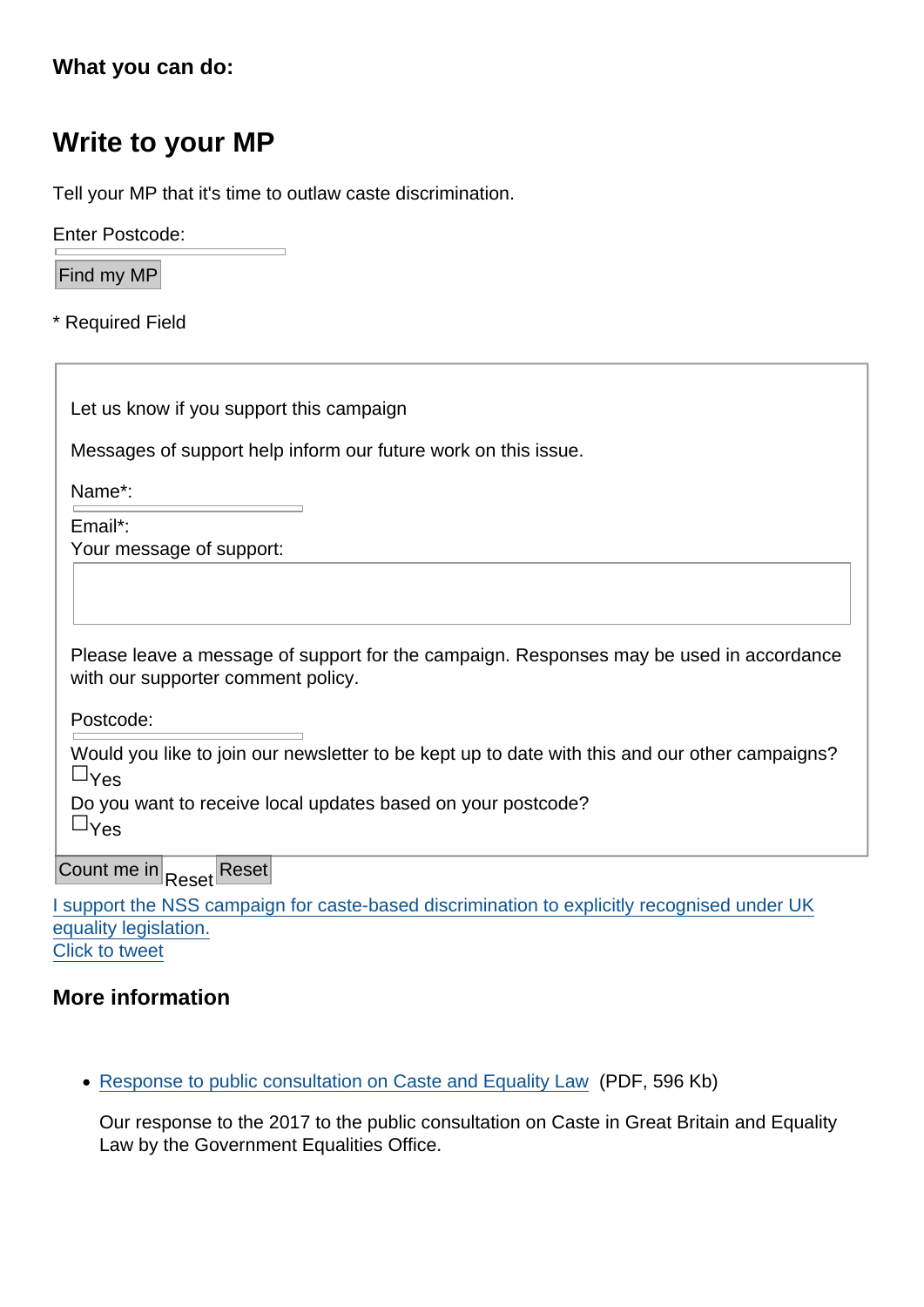**What you can do:**

## Write to your MP

Tell your MP that it's time to outlaw caste discrimination.

Enter Postcode:

Find my MP

* Required Field

Let us know if you support this campaign

Messages of support help inform our future work on this issue.

Name*:

Email*:

Your message of support:

Please leave a message of support for the campaign. Responses may be used in accordance with our supporter comment policy.

Postcode:

Would you like to join our newsletter to be kept up to date with this and our other campaigns?

☐Yes

Do you want to receive local updates based on your postcode?

☐Yes

Count me in Reset Reset

I support the NSS campaign for caste-based discrimination to explicitly recognised under UK equality legislation.
Click to tweet

### More information

- Response to public consultation on Caste and Equality Law (PDF, 596 Kb)

  Our response to the 2017 to the public consultation on Caste in Great Britain and Equality Law by the Government Equalities Office.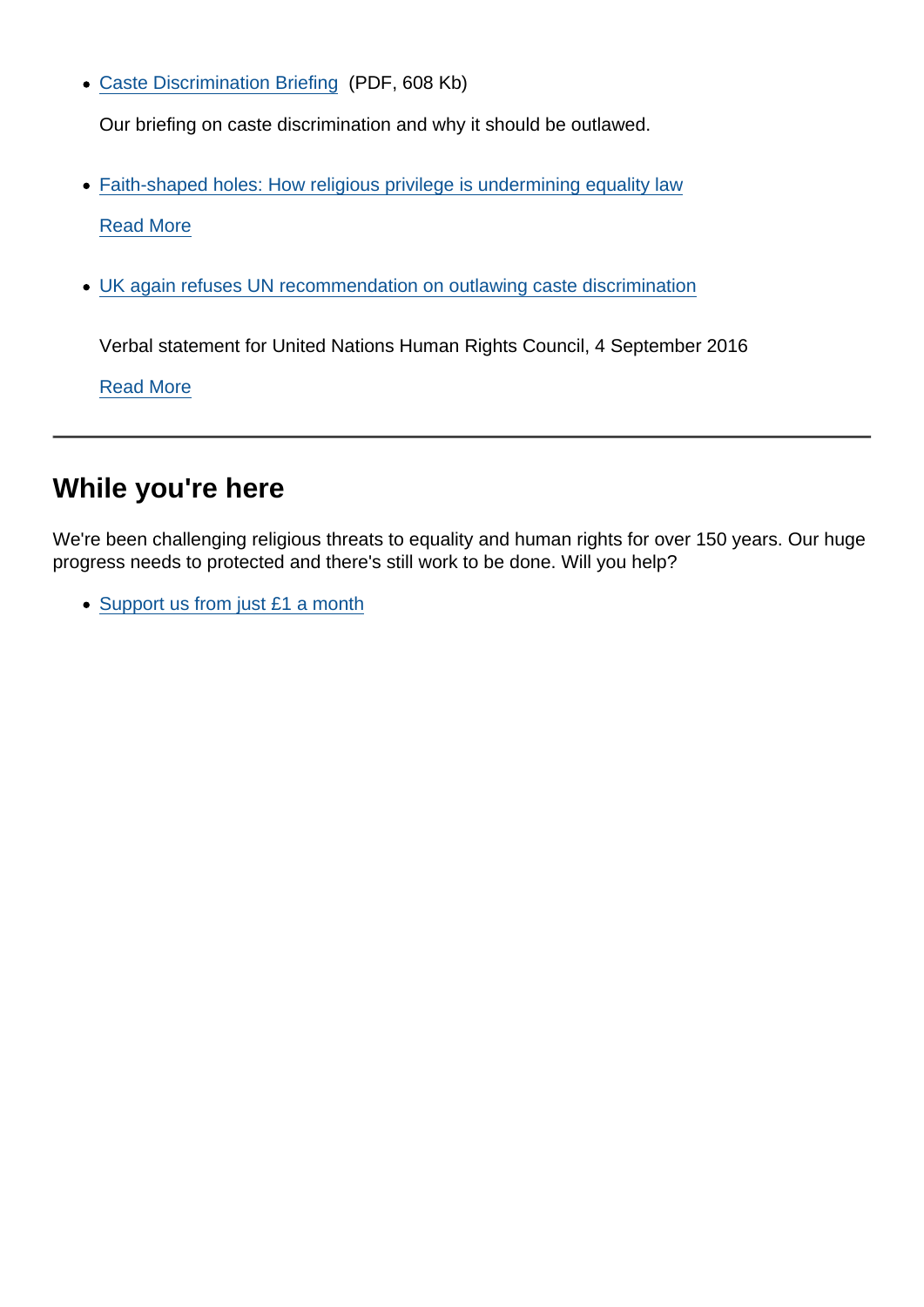- Caste Discrimination Briefing (PDF, 608 Kb)

  Our briefing on caste discrimination and why it should be outlawed.

- Faith-shaped holes: How religious privilege is undermining equality law

  Read More

- UK again refuses UN recommendation on outlawing caste discrimination

  Verbal statement for United Nations Human Rights Council, 4 September 2016

  Read More

---

## While you're here

We're been challenging religious threats to equality and human rights for over 150 years. Our huge progress needs to protected and there's still work to be done. Will you help?

- Support us from just £1 a month